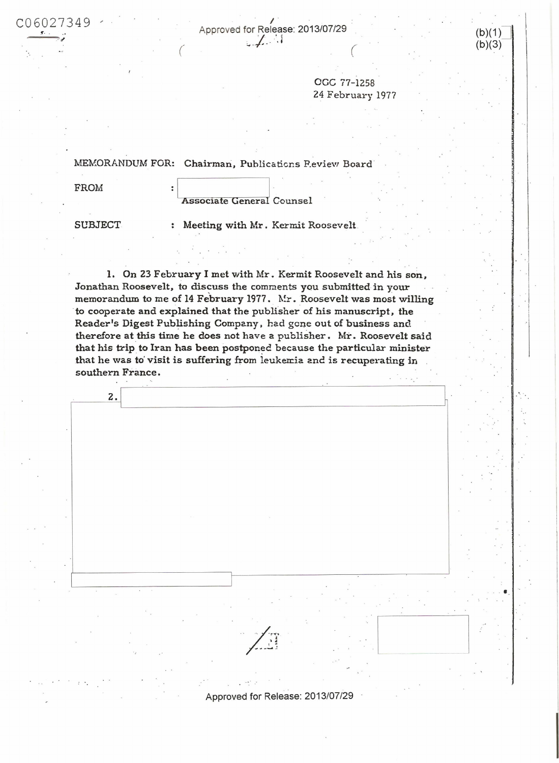C06027349

Approved for Release: 2013/07/29

(b)(1)
(b)(3)

OGC 77-1258
24 February 1977

MEMORANDUM FOR: Chairman, Publications Review Board

FROM : Associate General Counsel

SUBJECT : Meeting with Mr. Kermit Roosevelt

1. On 23 February I met with Mr. Kermit Roosevelt and his son, Jonathan Roosevelt, to discuss the comments you submitted in your memorandum to me of 14 February 1977. Mr. Roosevelt was most willing to cooperate and explained that the publisher of his manuscript, the Reader's Digest Publishing Company, had gone out of business and therefore at this time he does not have a publisher. Mr. Roosevelt said that his trip to Iran has been postponed because the particular minister that he was to visit is suffering from leukemia and is recuperating in southern France.

2.

Approved for Release: 2013/07/29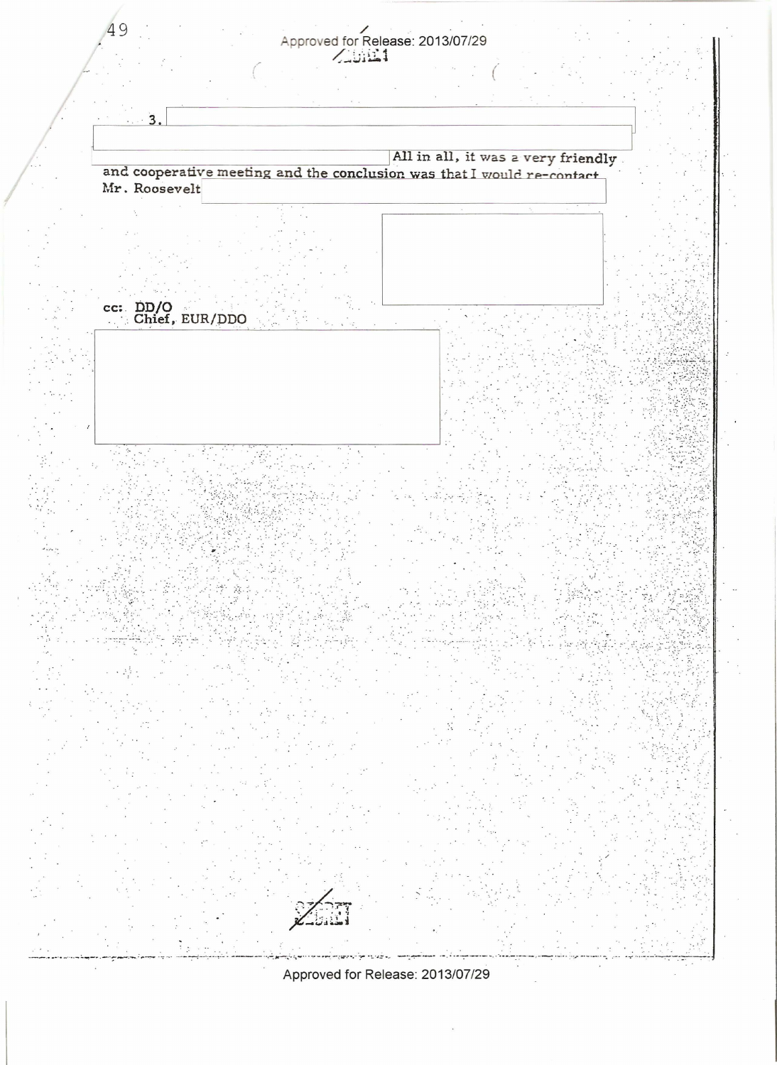3\.

All in all, it was a very friendly and cooperative meeting and the conclusion was that I would re-contact Mr. Roosevelt

cc: DD/O
Chief, EUR/DDO

SECRET